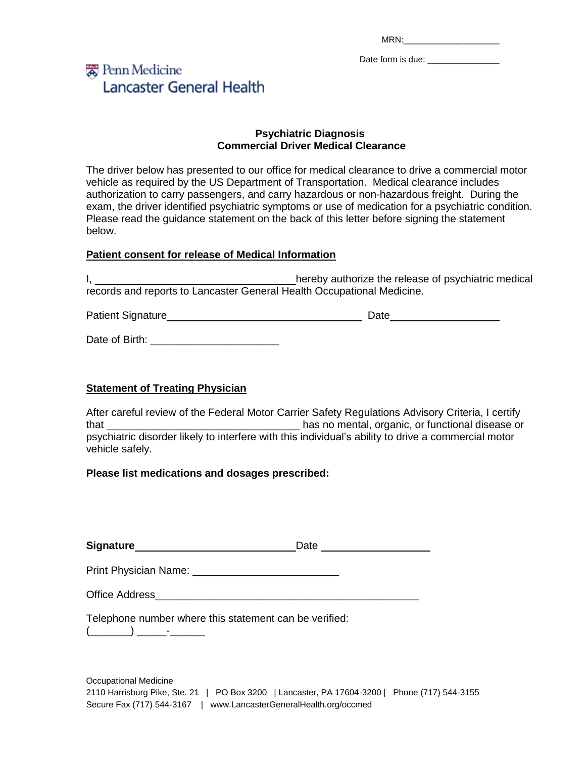MRN:____________________

Date form is due: _______________

Penn Medicine
Lancaster General Health

## Psychiatric Diagnosis
## Commercial Driver Medical Clearance

The driver below has presented to our office for medical clearance to drive a commercial motor vehicle as required by the US Department of Transportation. Medical clearance includes authorization to carry passengers, and carry hazardous or non-hazardous freight. During the exam, the driver identified psychiatric symptoms or use of medication for a psychiatric condition. Please read the guidance statement on the back of this letter before signing the statement below.

**Patient consent for release of Medical Information**

I, ___________________________________ hereby authorize the release of psychiatric medical records and reports to Lancaster General Health Occupational Medicine.

Patient Signature___________________________________ Date___________________

Date of Birth: ______________________

**Statement of Treating Physician**

After careful review of the Federal Motor Carrier Safety Regulations Advisory Criteria, I certify that _________________________________ has no mental, organic, or functional disease or psychiatric disorder likely to interfere with this individual's ability to drive a commercial motor vehicle safely.

**Please list medications and dosages prescribed:**

**Signature**___________________________ Date ___________________

Print Physician Name: _________________________

Office Address_____________________________________________

Telephone number where this statement can be verified:
(_______) _____-______

Occupational Medicine
2110 Harrisburg Pike, Ste. 21 | PO Box 3200 | Lancaster, PA 17604-3200 | Phone (717) 544-3155
Secure Fax (717) 544-3167 | www.LancasterGeneralHealth.org/occmed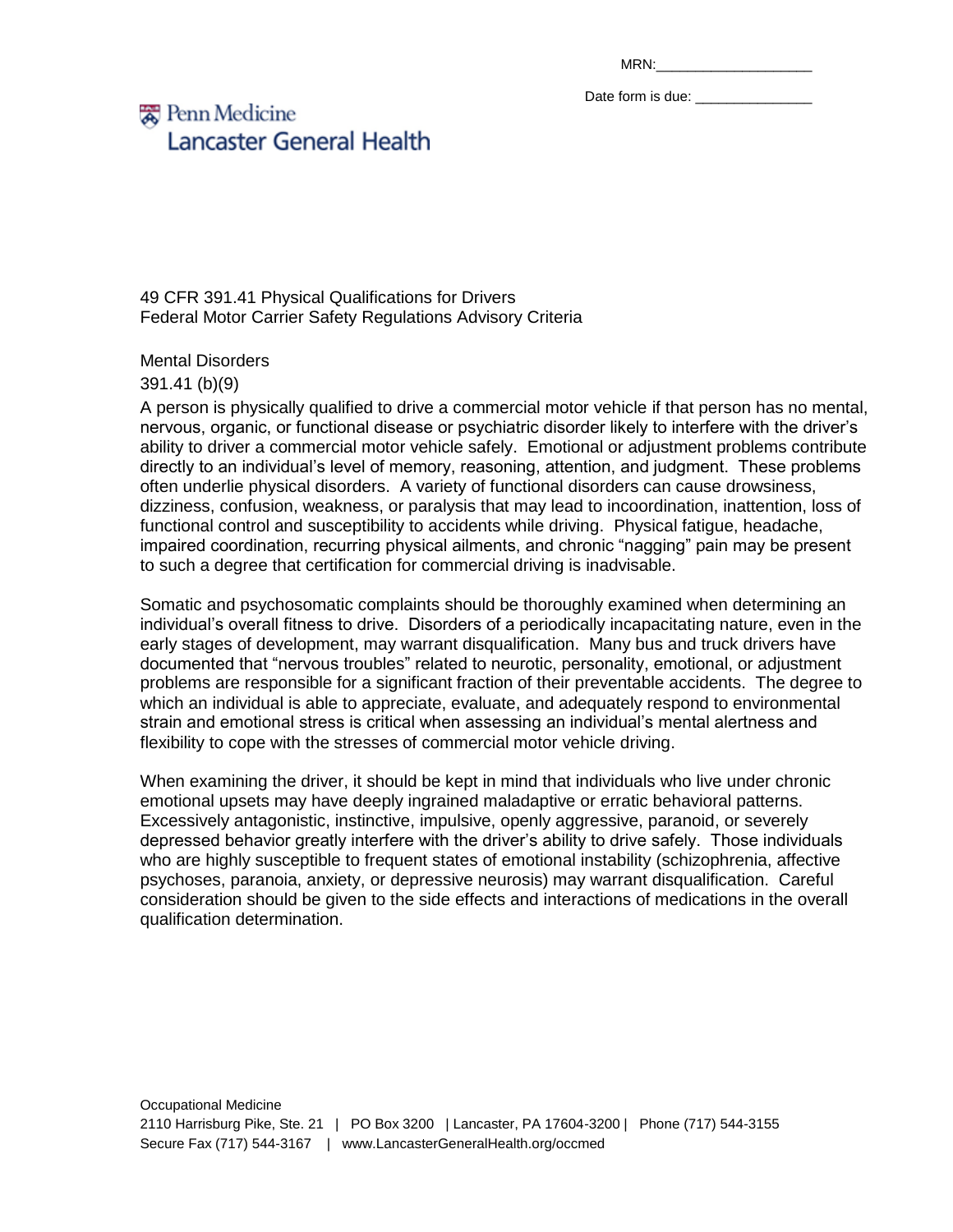MRN:____________________

Date form is due: _______________

Penn Medicine
Lancaster General Health

49 CFR 391.41 Physical Qualifications for Drivers
Federal Motor Carrier Safety Regulations Advisory Criteria

Mental Disorders

391.41 (b)(9)

A person is physically qualified to drive a commercial motor vehicle if that person has no mental, nervous, organic, or functional disease or psychiatric disorder likely to interfere with the driver's ability to driver a commercial motor vehicle safely. Emotional or adjustment problems contribute directly to an individual's level of memory, reasoning, attention, and judgment. These problems often underlie physical disorders. A variety of functional disorders can cause drowsiness, dizziness, confusion, weakness, or paralysis that may lead to incoordination, inattention, loss of functional control and susceptibility to accidents while driving. Physical fatigue, headache, impaired coordination, recurring physical ailments, and chronic "nagging" pain may be present to such a degree that certification for commercial driving is inadvisable.

Somatic and psychosomatic complaints should be thoroughly examined when determining an individual's overall fitness to drive. Disorders of a periodically incapacitating nature, even in the early stages of development, may warrant disqualification. Many bus and truck drivers have documented that "nervous troubles" related to neurotic, personality, emotional, or adjustment problems are responsible for a significant fraction of their preventable accidents. The degree to which an individual is able to appreciate, evaluate, and adequately respond to environmental strain and emotional stress is critical when assessing an individual's mental alertness and flexibility to cope with the stresses of commercial motor vehicle driving.

When examining the driver, it should be kept in mind that individuals who live under chronic emotional upsets may have deeply ingrained maladaptive or erratic behavioral patterns. Excessively antagonistic, instinctive, impulsive, openly aggressive, paranoid, or severely depressed behavior greatly interfere with the driver's ability to drive safely. Those individuals who are highly susceptible to frequent states of emotional instability (schizophrenia, affective psychoses, paranoia, anxiety, or depressive neurosis) may warrant disqualification. Careful consideration should be given to the side effects and interactions of medications in the overall qualification determination.

Occupational Medicine
2110 Harrisburg Pike, Ste. 21 | PO Box 3200 | Lancaster, PA 17604-3200 | Phone (717) 544-3155
Secure Fax (717) 544-3167 | www.LancasterGeneralHealth.org/occmed